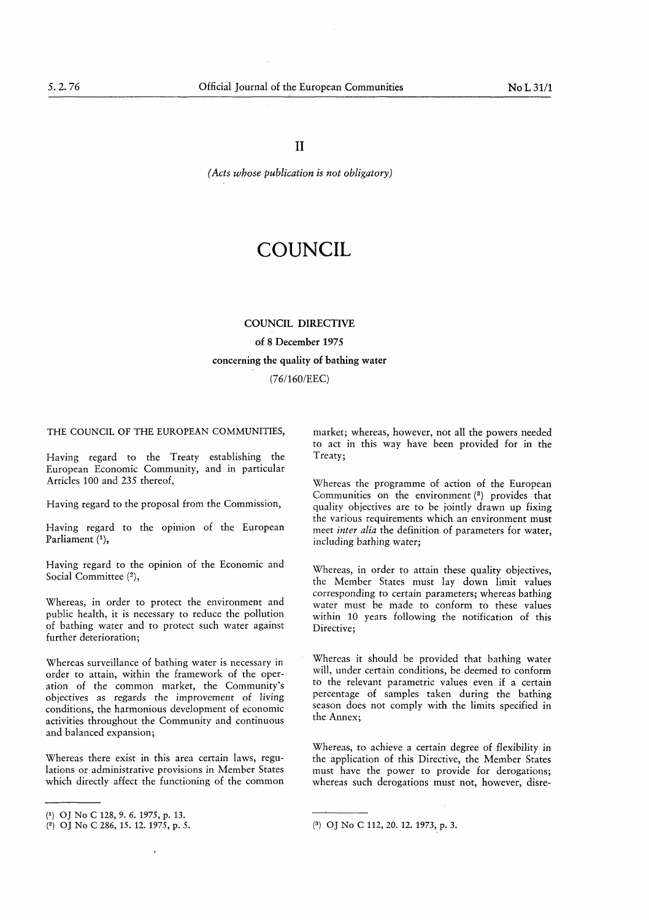II

*(Acts whose publication is not obligatory)*

# COUNCIL

## COUNCIL DIRECTIVE

**of 8 December 1975**

**concerning the quality of bathing water**

(76/160/EEC)

THE COUNCIL OF THE EUROPEAN COMMUNITIES,

Having regard to the Treaty establishing the European Economic Community, and in particular Articles 100 and 235 thereof,

Having regard to the proposal from the Commission,

Having regard to the opinion of the European Parliament [1],

Having regard to the opinion of the Economic and Social Committee [2],

Whereas, in order to protect the environment and public health, it is necessary to reduce the pollution of bathing water and to protect such water against further deterioration;

Whereas surveillance of bathing water is necessary in order to attain, within the framework of the operation of the common market, the Community's objectives as regards the improvement of living conditions, the harmonious development of economic activities throughout the Community and continuous and balanced expansion;

Whereas there exist in this area certain laws, regulations or administrative provisions in Member States which directly affect the functioning of the common market; whereas, however, not all the powers needed to act in this way have been provided for in the Treaty;

Whereas the programme of action of the European Communities on the environment [3] provides that quality objectives are to be jointly drawn up fixing the various requirements which an environment must meet *inter alia* the definition of parameters for water, including bathing water;

Whereas, in order to attain these quality objectives, the Member States must lay down limit values corresponding to certain parameters; whereas bathing water must be made to conform to these values within 10 years following the notification of this Directive;

Whereas it should be provided that bathing water will, under certain conditions, be deemed to conform to the relevant parametric values even if a certain percentage of samples taken during the bathing season does not comply with the limits specified in the Annex;

Whereas, to achieve a certain degree of flexibility in the application of this Directive, the Member States must have the power to provide for derogations; whereas such derogations must not, however, disre-

(1) OJ No C 128, 9. 6. 1975, p. 13.

(2) OJ No C 286, 15. 12. 1975, p. 5.

(3) OJ No C 112, 20. 12. 1973, p. 3.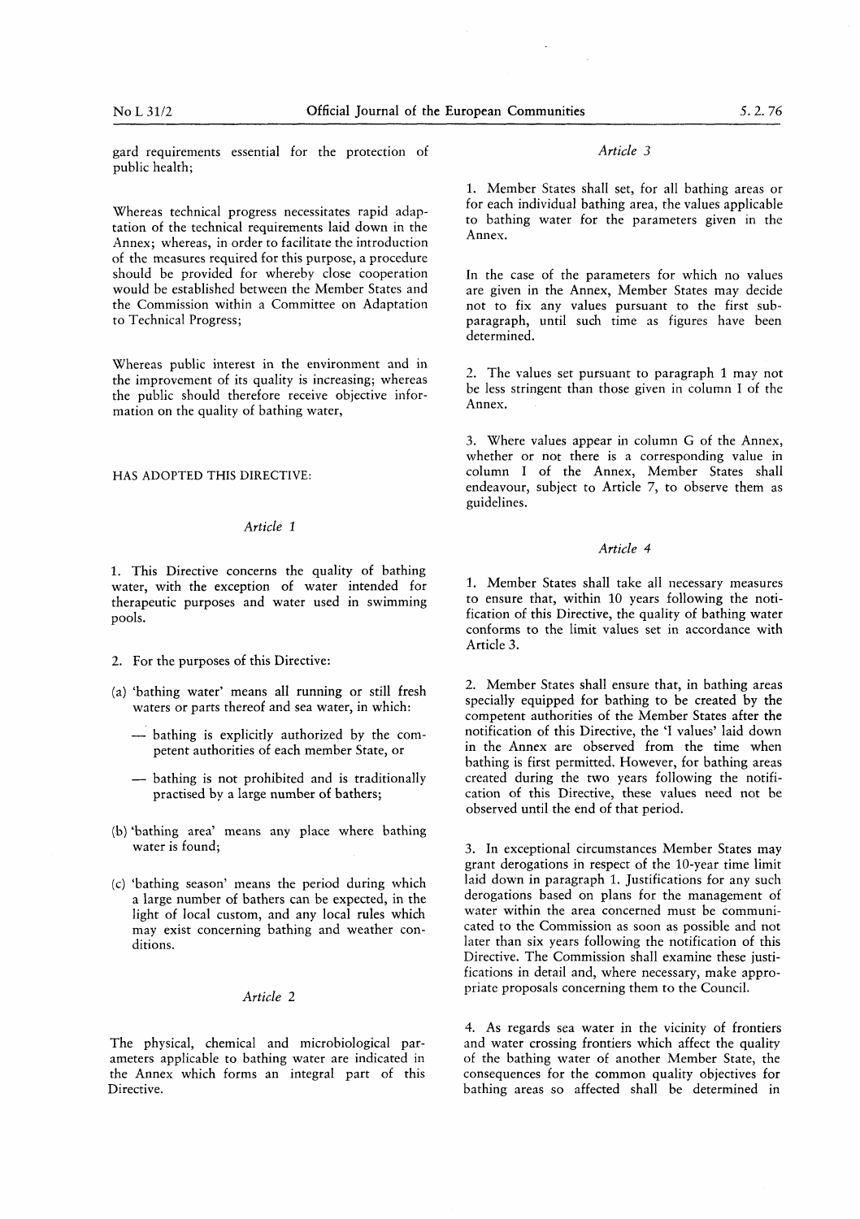gard requirements essential for the protection of public health;

Whereas technical progress necessitates rapid adaptation of the technical requirements laid down in the Annex; whereas, in order to facilitate the introduction of the measures required for this purpose, a procedure should be provided for whereby close cooperation would be established between the Member States and the Commission within a Committee on Adaptation to Technical Progress;

Whereas public interest in the environment and in the improvement of its quality is increasing; whereas the public should therefore receive objective information on the quality of bathing water,

HAS ADOPTED THIS DIRECTIVE:

*Article 1*

1. This Directive concerns the quality of bathing water, with the exception of water intended for therapeutic purposes and water used in swimming pools.

2. For the purposes of this Directive:

(a) 'bathing water' means all running or still fresh waters or parts thereof and sea water, in which:

— bathing is explicitly authorized by the competent authorities of each member State, or

— bathing is not prohibited and is traditionally practised by a large number of bathers;

(b) 'bathing area' means any place where bathing water is found;

(c) 'bathing season' means the period during which a large number of bathers can be expected, in the light of local custom, and any local rules which may exist concerning bathing and weather conditions.

*Article 2*

The physical, chemical and microbiological parameters applicable to bathing water are indicated in the Annex which forms an integral part of this Directive.

*Article 3*

1. Member States shall set, for all bathing areas or for each individual bathing area, the values applicable to bathing water for the parameters given in the Annex.

In the case of the parameters for which no values are given in the Annex, Member States may decide not to fix any values pursuant to the first subparagraph, until such time as figures have been determined.

2. The values set pursuant to paragraph 1 may not be less stringent than those given in column I of the Annex.

3. Where values appear in column G of the Annex, whether or not there is a corresponding value in column I of the Annex, Member States shall endeavour, subject to Article 7, to observe them as guidelines.

*Article 4*

1. Member States shall take all necessary measures to ensure that, within 10 years following the notification of this Directive, the quality of bathing water conforms to the limit values set in accordance with Article 3.

2. Member States shall ensure that, in bathing areas specially equipped for bathing to be created by the competent authorities of the Member States after the notification of this Directive, the 'I values' laid down in the Annex are observed from the time when bathing is first permitted. However, for bathing areas created during the two years following the notification of this Directive, these values need not be observed until the end of that period.

3. In exceptional circumstances Member States may grant derogations in respect of the 10-year time limit laid down in paragraph 1. Justifications for any such derogations based on plans for the management of water within the area concerned must be communicated to the Commission as soon as possible and not later than six years following the notification of this Directive. The Commission shall examine these justifications in detail and, where necessary, make appropriate proposals concerning them to the Council.

4. As regards sea water in the vicinity of frontiers and water crossing frontiers which affect the quality of the bathing water of another Member State, the consequences for the common quality objectives for bathing areas so affected shall be determined in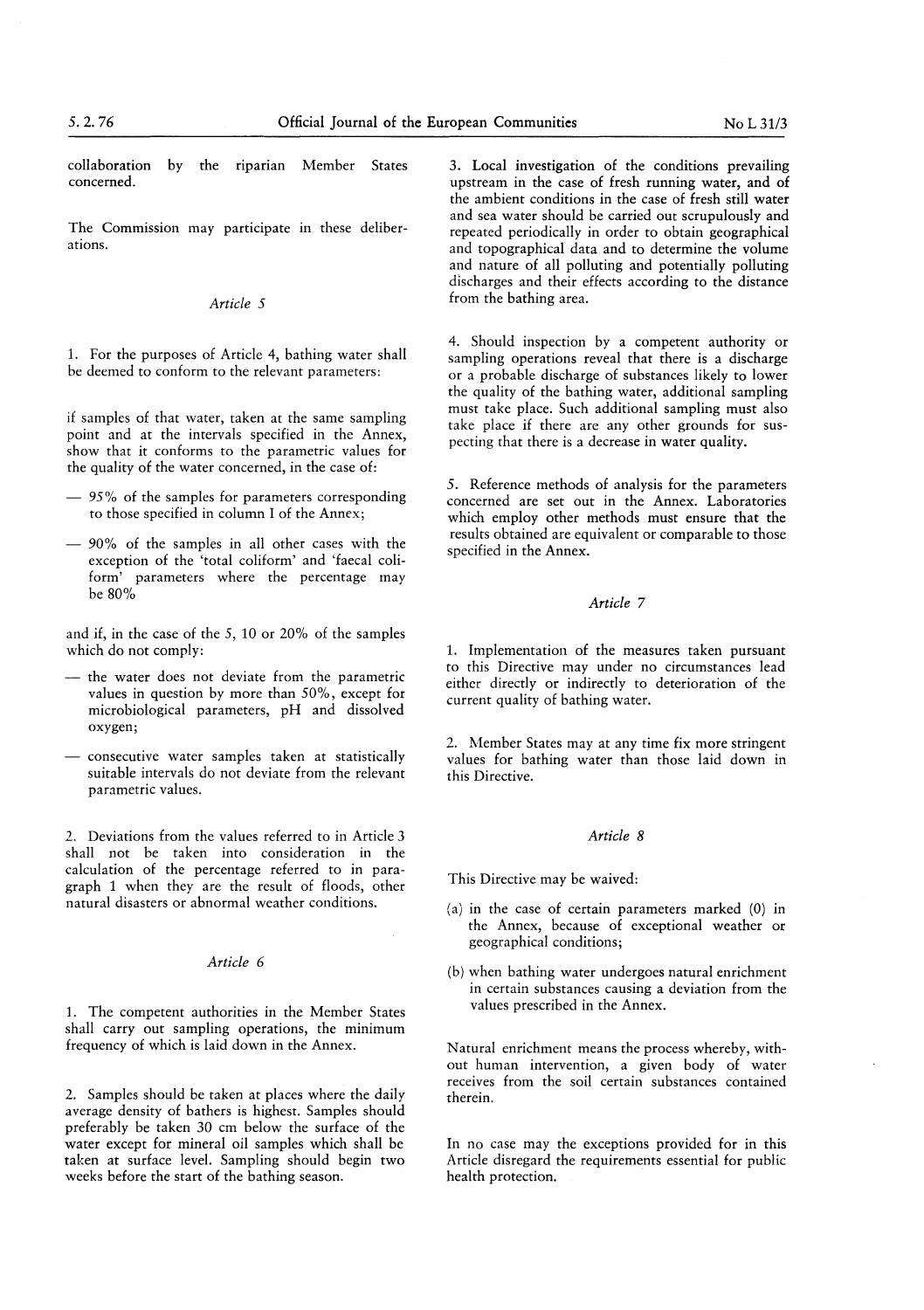collaboration by the riparian Member States concerned.

The Commission may participate in these deliberations.

### *Article 5*

1. For the purposes of Article 4, bathing water shall be deemed to conform to the relevant parameters:

if samples of that water, taken at the same sampling point and at the intervals specified in the Annex, show that it conforms to the parametric values for the quality of the water concerned, in the case of:

— 95% of the samples for parameters corresponding to those specified in column I of the Annex;

— 90% of the samples in all other cases with the exception of the 'total coliform' and 'faecal coliform' parameters where the percentage may be 80%

and if, in the case of the 5, 10 or 20% of the samples which do not comply:

— the water does not deviate from the parametric values in question by more than 50%, except for microbiological parameters, pH and dissolved oxygen;

— consecutive water samples taken at statistically suitable intervals do not deviate from the relevant parametric values.

2. Deviations from the values referred to in Article 3 shall not be taken into consideration in the calculation of the percentage referred to in paragraph 1 when they are the result of floods, other natural disasters or abnormal weather conditions.

### *Article 6*

1. The competent authorities in the Member States shall carry out sampling operations, the minimum frequency of which is laid down in the Annex.

2. Samples should be taken at places where the daily average density of bathers is highest. Samples should preferably be taken 30 cm below the surface of the water except for mineral oil samples which shall be taken at surface level. Sampling should begin two weeks before the start of the bathing season.

3. Local investigation of the conditions prevailing upstream in the case of fresh running water, and of the ambient conditions in the case of fresh still water and sea water should be carried out scrupulously and repeated periodically in order to obtain geographical and topographical data and to determine the volume and nature of all polluting and potentially polluting discharges and their effects according to the distance from the bathing area.

4. Should inspection by a competent authority or sampling operations reveal that there is a discharge or a probable discharge of substances likely to lower the quality of the bathing water, additional sampling must take place. Such additional sampling must also take place if there are any other grounds for suspecting that there is a decrease in water quality.

5. Reference methods of analysis for the parameters concerned are set out in the Annex. Laboratories which employ other methods must ensure that the results obtained are equivalent or comparable to those specified in the Annex.

### *Article 7*

1. Implementation of the measures taken pursuant to this Directive may under no circumstances lead either directly or indirectly to deterioration of the current quality of bathing water.

2. Member States may at any time fix more stringent values for bathing water than those laid down in this Directive.

### *Article 8*

This Directive may be waived:

(a) in the case of certain parameters marked (0) in the Annex, because of exceptional weather or geographical conditions;

(b) when bathing water undergoes natural enrichment in certain substances causing a deviation from the values prescribed in the Annex.

Natural enrichment means the process whereby, without human intervention, a given body of water receives from the soil certain substances contained therein.

In no case may the exceptions provided for in this Article disregard the requirements essential for public health protection.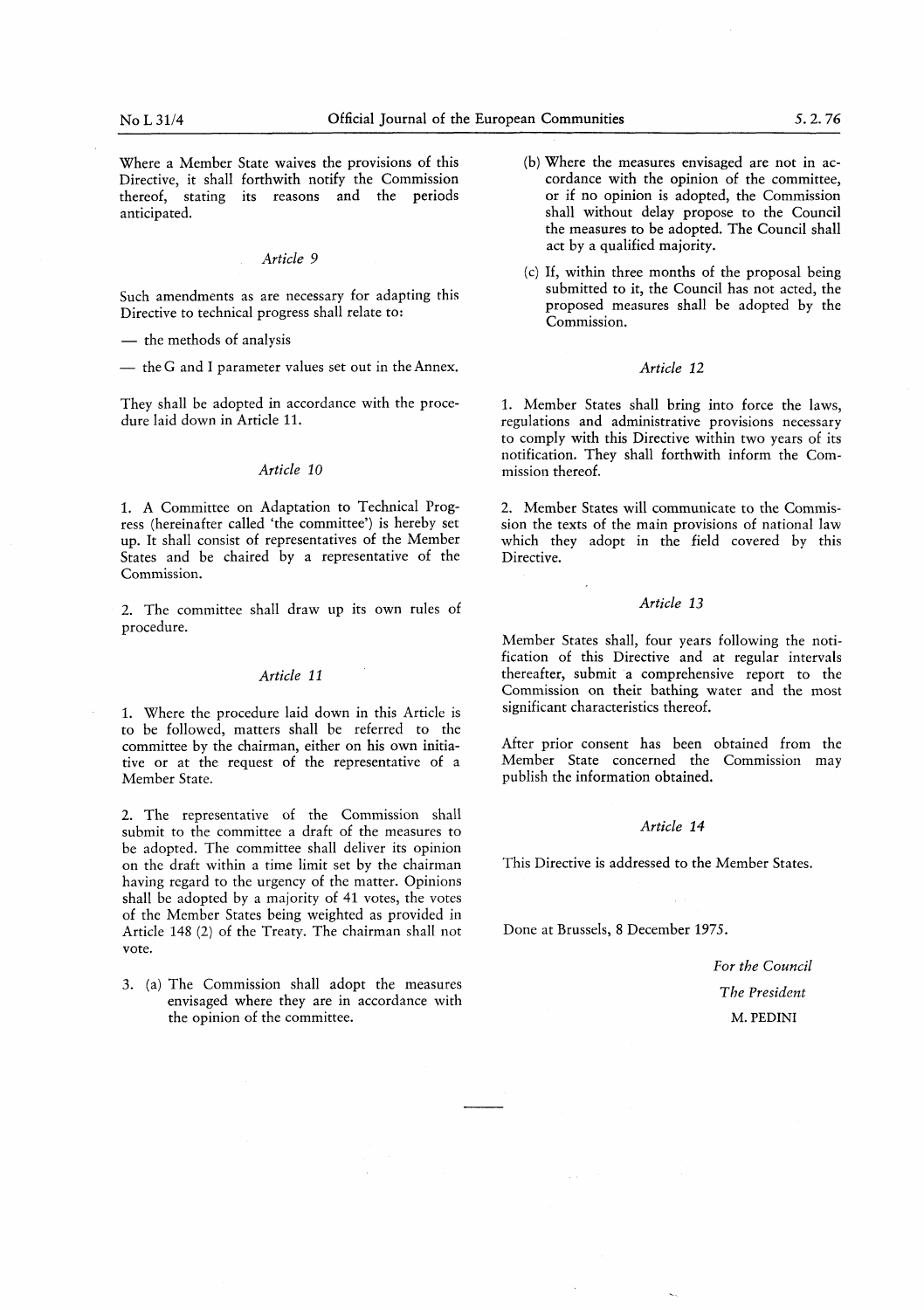Where a Member State waives the provisions of this Directive, it shall forthwith notify the Commission thereof, stating its reasons and the periods anticipated.

*Article 9*

Such amendments as are necessary for adapting this Directive to technical progress shall relate to:

— the methods of analysis

— the G and I parameter values set out in the Annex.

They shall be adopted in accordance with the procedure laid down in Article 11.

*Article 10*

1. A Committee on Adaptation to Technical Progress (hereinafter called 'the committee') is hereby set up. It shall consist of representatives of the Member States and be chaired by a representative of the Commission.

2. The committee shall draw up its own rules of procedure.

*Article 11*

1. Where the procedure laid down in this Article is to be followed, matters shall be referred to the committee by the chairman, either on his own initiative or at the request of the representative of a Member State.

2. The representative of the Commission shall submit to the committee a draft of the measures to be adopted. The committee shall deliver its opinion on the draft within a time limit set by the chairman having regard to the urgency of the matter. Opinions shall be adopted by a majority of 41 votes, the votes of the Member States being weighted as provided in Article 148 (2) of the Treaty. The chairman shall not vote.

3. (a) The Commission shall adopt the measures envisaged where they are in accordance with the opinion of the committee.

(b) Where the measures envisaged are not in accordance with the opinion of the committee, or if no opinion is adopted, the Commission shall without delay propose to the Council the measures to be adopted. The Council shall act by a qualified majority.

(c) If, within three months of the proposal being submitted to it, the Council has not acted, the proposed measures shall be adopted by the Commission.

*Article 12*

1. Member States shall bring into force the laws, regulations and administrative provisions necessary to comply with this Directive within two years of its notification. They shall forthwith inform the Commission thereof.

2. Member States will communicate to the Commission the texts of the main provisions of national law which they adopt in the field covered by this Directive.

*Article 13*

Member States shall, four years following the notification of this Directive and at regular intervals thereafter, submit a comprehensive report to the Commission on their bathing water and the most significant characteristics thereof.

After prior consent has been obtained from the Member State concerned the Commission may publish the information obtained.

*Article 14*

This Directive is addressed to the Member States.

Done at Brussels, 8 December 1975.

*For the Council*

*The President*

M. PEDINI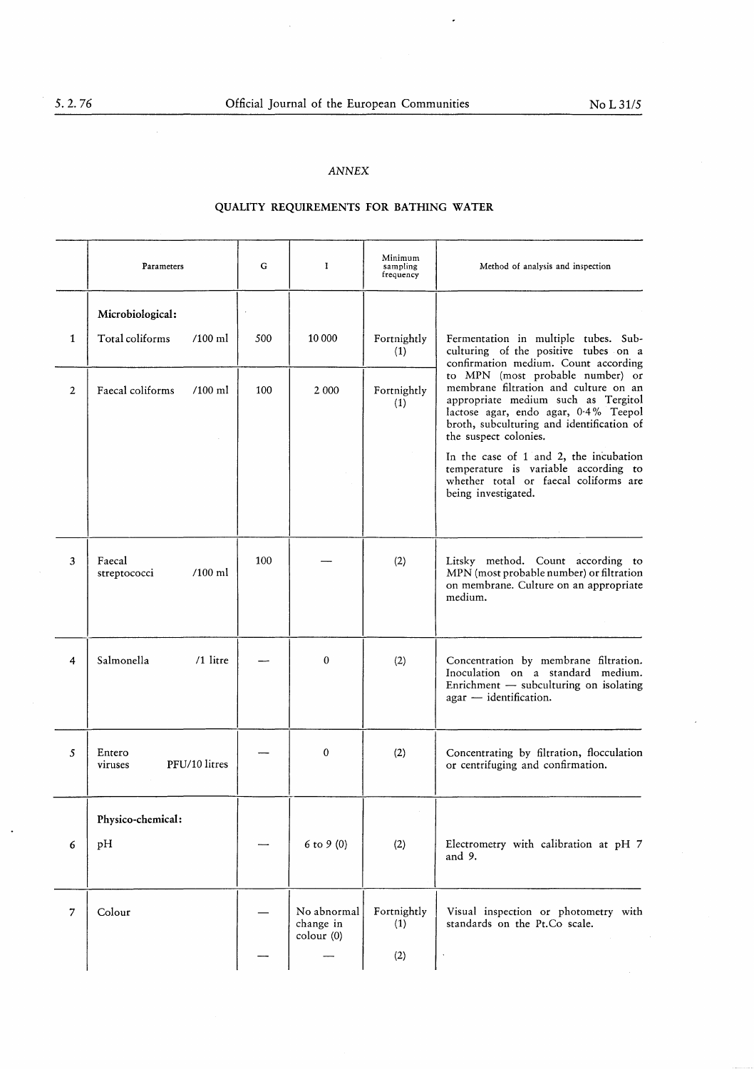*ANNEX*

**QUALITY REQUIREMENTS FOR BATHING WATER**

| | Parameters | G | I | Minimum sampling frequency | Method of analysis and inspection |
|---|---|---|---|---|---|
| | **Microbiological:** | | | | |
| 1 | Total coliforms /100 ml | 500 | 10 000 | Fortnightly (1) | Fermentation in multiple tubes. Subculturing of the positive tubes on a confirmation medium. Count according to MPN (most probable number) or membrane filtration and culture on an appropriate medium such as Tergitol lactose agar, endo agar, 0·4% Teepol broth, subculturing and identification of the suspect colonies. In the case of 1 and 2, the incubation temperature is variable according to whether total or faecal coliforms are being investigated. |
| 2 | Faecal coliforms /100 ml | 100 | 2 000 | Fortnightly (1) | |
| 3 | Faecal streptococci /100 ml | 100 | — | (2) | Litsky method. Count according to MPN (most probable number) or filtration on membrane. Culture on an appropriate medium. |
| 4 | Salmonella /1 litre | — | 0 | (2) | Concentration by membrane filtration. Inoculation on a standard medium. Enrichment — subculturing on isolating agar — identification. |
| 5 | Entero viruses PFU/10 litres | — | 0 | (2) | Concentrating by filtration, flocculation or centrifuging and confirmation. |
| | **Physico-chemical:** | | | | |
| 6 | pH | — | 6 to 9 (0) | (2) | Electrometry with calibration at pH 7 and 9. |
| 7 | Colour | — | No abnormal change in colour (0) | Fortnightly (1) | Visual inspection or photometry with standards on the Pt.Co scale. |
| | | — | — | (2) | |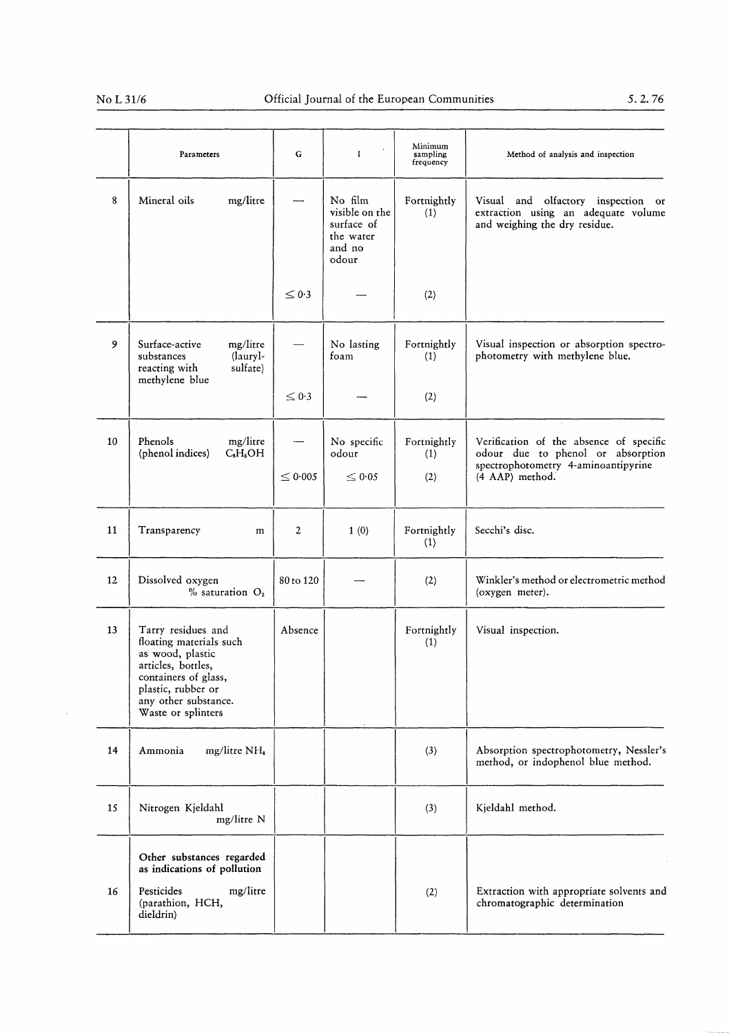| | Parameters | G | I | Minimum sampling frequency | Method of analysis and inspection |
|---|---|---|---|---|---|
| 8 | Mineral oils mg/litre | — | No film visible on the surface of the water and no odour | Fortnightly (1) | Visual and olfactory inspection or extraction using an adequate volume and weighing the dry residue. |
| | | ≤ 0·3 | — | (2) | |
| 9 | Surface-active substances reacting with methylene blue mg/litre (lauryl-sulfate) | — | No lasting foam | Fortnightly (1) | Visual inspection or absorption spectrophotometry with methylene blue. |
| | | ≤ 0·3 | — | (2) | |
| 10 | Phenols (phenol indices) mg/litre $C_6H_5OH$ | — | No specific odour | Fortnightly (1) | Verification of the absence of specific odour due to phenol or absorption spectrophotometry 4-aminoantipyrine (4 AAP) method. |
| | | ≤ 0·005 | ≤ 0·05 | (2) | |
| 11 | Transparency m | 2 | 1 (0) | Fortnightly (1) | Secchi's disc. |
| 12 | Dissolved oxygen % saturation $O_2$ | 80 to 120 | — | (2) | Winkler's method or electrometric method (oxygen meter). |
| 13 | Tarry residues and floating materials such as wood, plastic articles, bottles, containers of glass, plastic, rubber or any other substance. Waste or splinters | Absence | | Fortnightly (1) | Visual inspection. |
| 14 | Ammonia mg/litre $NH_4$ | | | (3) | Absorption spectrophotometry, Nessler's method, or indophenol blue method. |
| 15 | Nitrogen Kjeldahl mg/litre N | | | (3) | Kjeldahl method. |
| | **Other substances regarded as indications of pollution** | | | | |
| 16 | Pesticides (parathion, HCH, dieldrin) mg/litre | | | (2) | Extraction with appropriate solvents and chromatographic determination |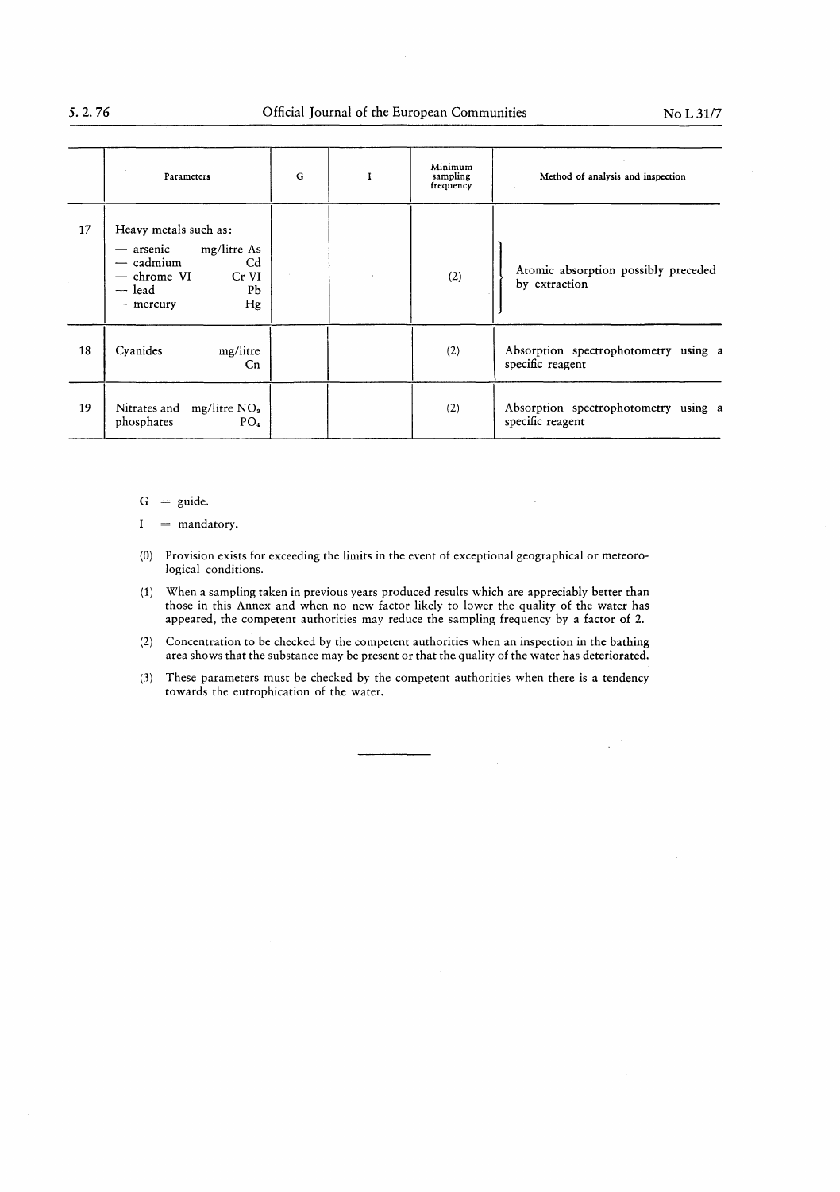| | Parameters | G | I | Minimum sampling frequency | Method of analysis and inspection |
|---|---|---|---|---|---|
| 17 | Heavy metals such as:<br>— arsenic mg/litre As<br>— cadmium Cd<br>— chrome VI Cr VI<br>— lead Pb<br>— mercury Hg | | | (2) | Atomic absorption possibly preceded by extraction |
| 18 | Cyanides mg/litre Cn | | | (2) | Absorption spectrophotometry using a specific reagent |
| 19 | Nitrates and mg/litre $NO_3$<br>phosphates $PO_4$ | | | (2) | Absorption spectrophotometry using a specific reagent |

G = guide.

I = mandatory.

(0) Provision exists for exceeding the limits in the event of exceptional geographical or meteorological conditions.

(1) When a sampling taken in previous years produced results which are appreciably better than those in this Annex and when no new factor likely to lower the quality of the water has appeared, the competent authorities may reduce the sampling frequency by a factor of 2.

(2) Concentration to be checked by the competent authorities when an inspection in the bathing area shows that the substance may be present or that the quality of the water has deteriorated.

(3) These parameters must be checked by the competent authorities when there is a tendency towards the eutrophication of the water.